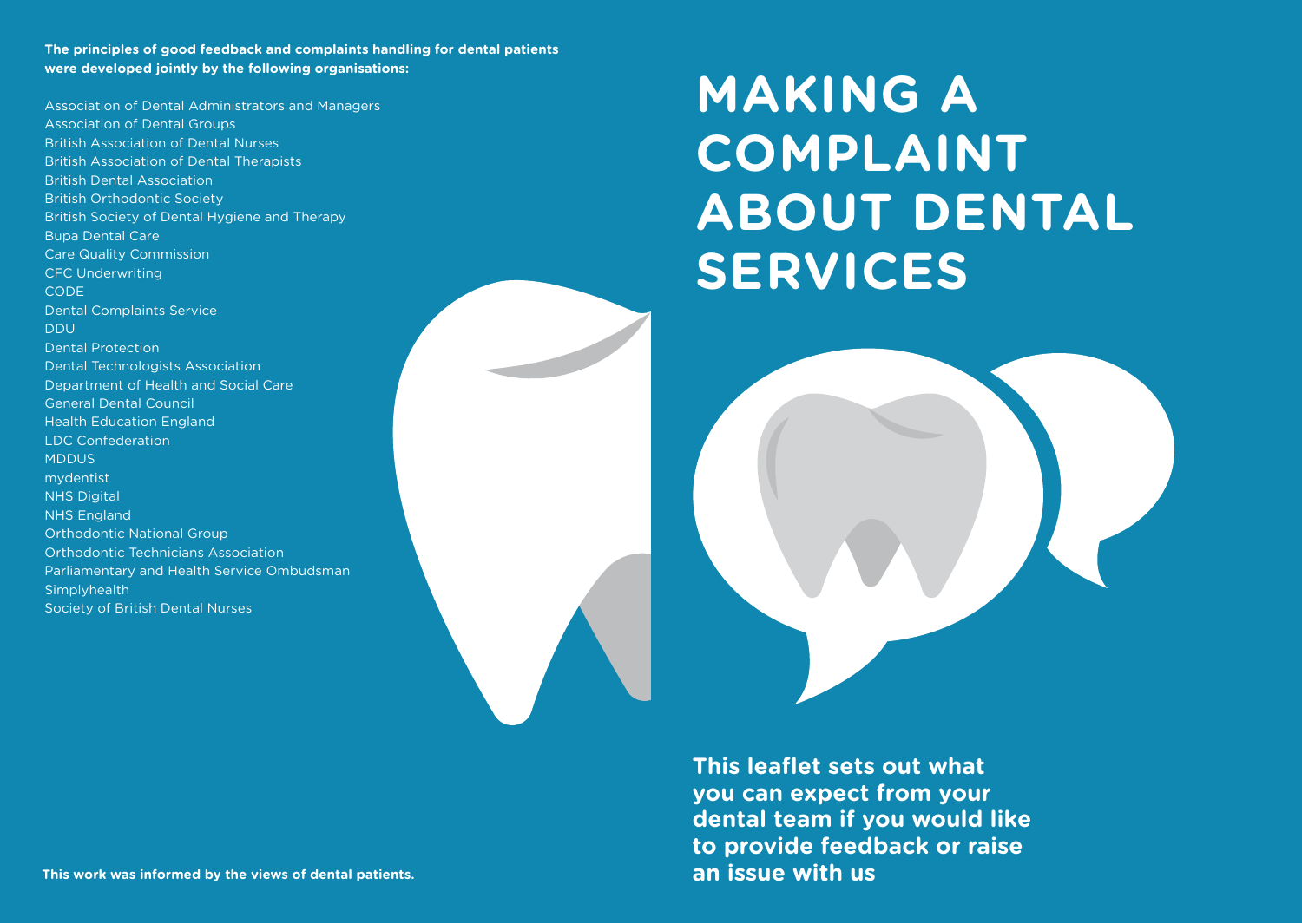# MAKING A COMPLAINT ABOUT DENTAL SERVICES

**This leaflet sets out what you can expect from your dental team if you would like to provide feedback or raise an issue with us**

**The principles of good feedback and complaints handling for dental patients were developed jointly by the following organisations:**

Association of Dental Administrators and Managers
Association of Dental Groups
British Association of Dental Nurses
British Association of Dental Therapists
British Dental Association
British Orthodontic Society
British Society of Dental Hygiene and Therapy
Bupa Dental Care
Care Quality Commission
CFC Underwriting
CODE
Dental Complaints Service
DDU
Dental Protection
Dental Technologists Association
Department of Health and Social Care
General Dental Council
Health Education England
LDC Confederation
MDDUS
mydentist
NHS Digital
NHS England
Orthodontic National Group
Orthodontic Technicians Association
Parliamentary and Health Service Ombudsman
Simplyhealth
Society of British Dental Nurses

**This work was informed by the views of dental patients.**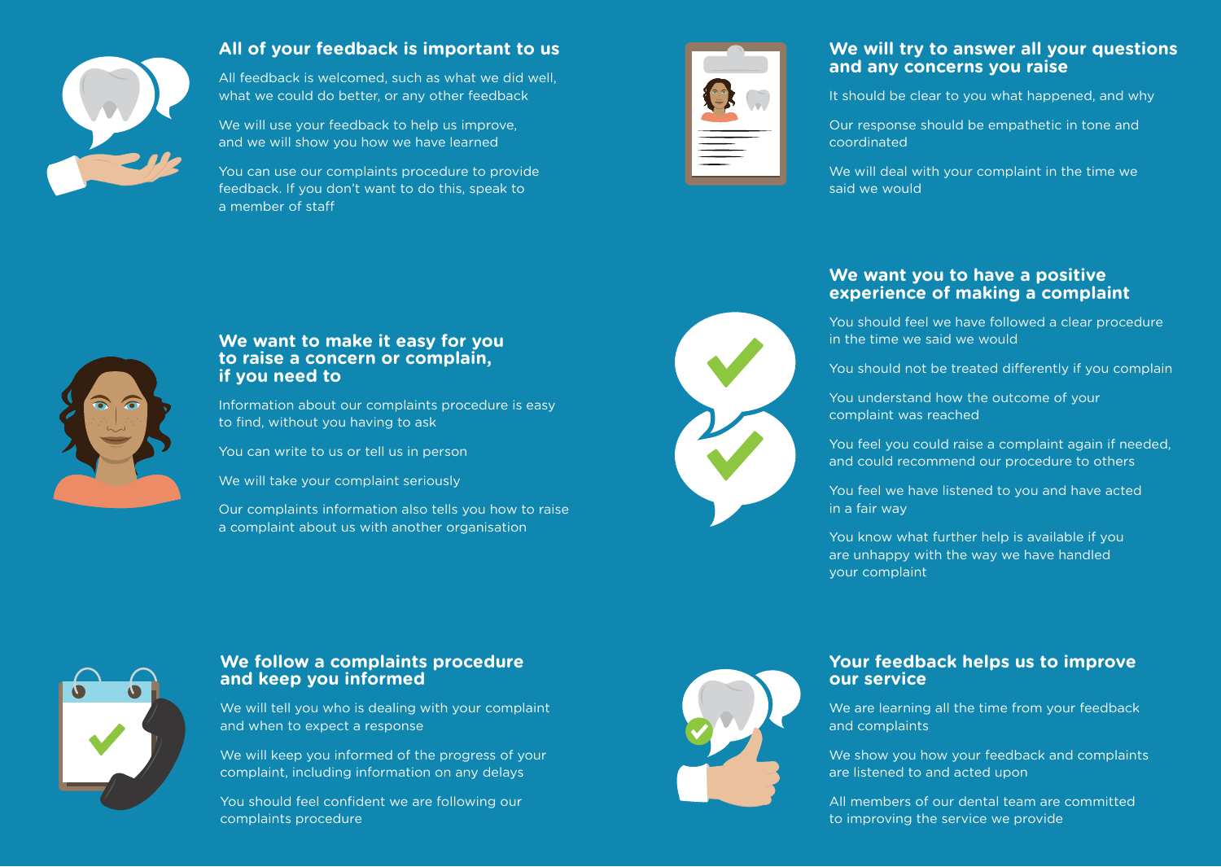## All of your feedback is important to us

All feedback is welcomed, such as what we did well, what we could do better, or any other feedback

We will use your feedback to help us improve, and we will show you how we have learned

You can use our complaints procedure to provide feedback. If you don't want to do this, speak to a member of staff

## We want to make it easy for you to raise a concern or complain, if you need to

Information about our complaints procedure is easy to find, without you having to ask

You can write to us or tell us in person

We will take your complaint seriously

Our complaints information also tells you how to raise a complaint about us with another organisation

## We follow a complaints procedure and keep you informed

We will tell you who is dealing with your complaint and when to expect a response

We will keep you informed of the progress of your complaint, including information on any delays

You should feel confident we are following our complaints procedure

## We will try to answer all your questions and any concerns you raise

It should be clear to you what happened, and why

Our response should be empathetic in tone and coordinated

We will deal with your complaint in the time we said we would

## We want you to have a positive experience of making a complaint

You should feel we have followed a clear procedure in the time we said we would

You should not be treated differently if you complain

You understand how the outcome of your complaint was reached

You feel you could raise a complaint again if needed, and could recommend our procedure to others

You feel we have listened to you and have acted in a fair way

You know what further help is available if you are unhappy with the way we have handled your complaint

## Your feedback helps us to improve our service

We are learning all the time from your feedback and complaints

We show you how your feedback and complaints are listened to and acted upon

All members of our dental team are committed to improving the service we provide